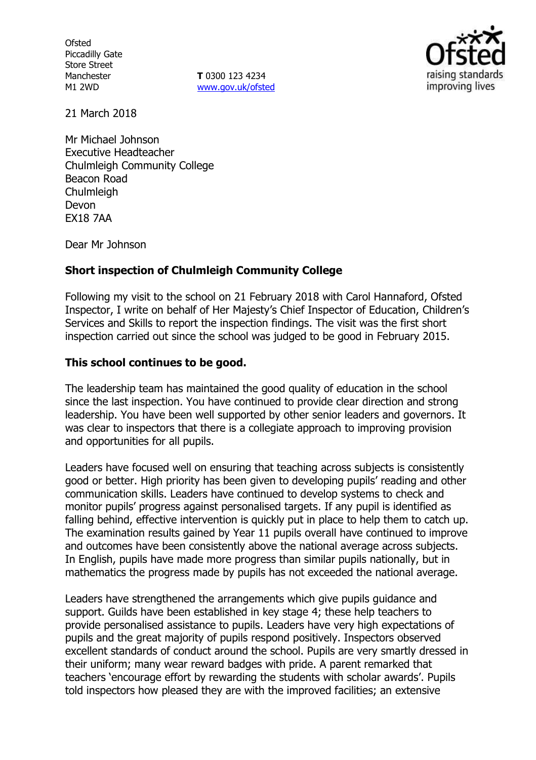Ofsted
Piccadilly Gate
Store Street
Manchester
M1 2WD

**T** 0300 123 4234
www.gov.uk/ofsted

21 March 2018

Mr Michael Johnson
Executive Headteacher
Chulmleigh Community College
Beacon Road
Chulmleigh
Devon
EX18 7AA

Dear Mr Johnson

**Short inspection of Chulmleigh Community College**

Following my visit to the school on 21 February 2018 with Carol Hannaford, Ofsted Inspector, I write on behalf of Her Majesty's Chief Inspector of Education, Children's Services and Skills to report the inspection findings. The visit was the first short inspection carried out since the school was judged to be good in February 2015.

**This school continues to be good.**

The leadership team has maintained the good quality of education in the school since the last inspection. You have continued to provide clear direction and strong leadership. You have been well supported by other senior leaders and governors. It was clear to inspectors that there is a collegiate approach to improving provision and opportunities for all pupils.

Leaders have focused well on ensuring that teaching across subjects is consistently good or better. High priority has been given to developing pupils' reading and other communication skills. Leaders have continued to develop systems to check and monitor pupils' progress against personalised targets. If any pupil is identified as falling behind, effective intervention is quickly put in place to help them to catch up. The examination results gained by Year 11 pupils overall have continued to improve and outcomes have been consistently above the national average across subjects. In English, pupils have made more progress than similar pupils nationally, but in mathematics the progress made by pupils has not exceeded the national average.

Leaders have strengthened the arrangements which give pupils guidance and support. Guilds have been established in key stage 4; these help teachers to provide personalised assistance to pupils. Leaders have very high expectations of pupils and the great majority of pupils respond positively. Inspectors observed excellent standards of conduct around the school. Pupils are very smartly dressed in their uniform; many wear reward badges with pride. A parent remarked that teachers 'encourage effort by rewarding the students with scholar awards'. Pupils told inspectors how pleased they are with the improved facilities; an extensive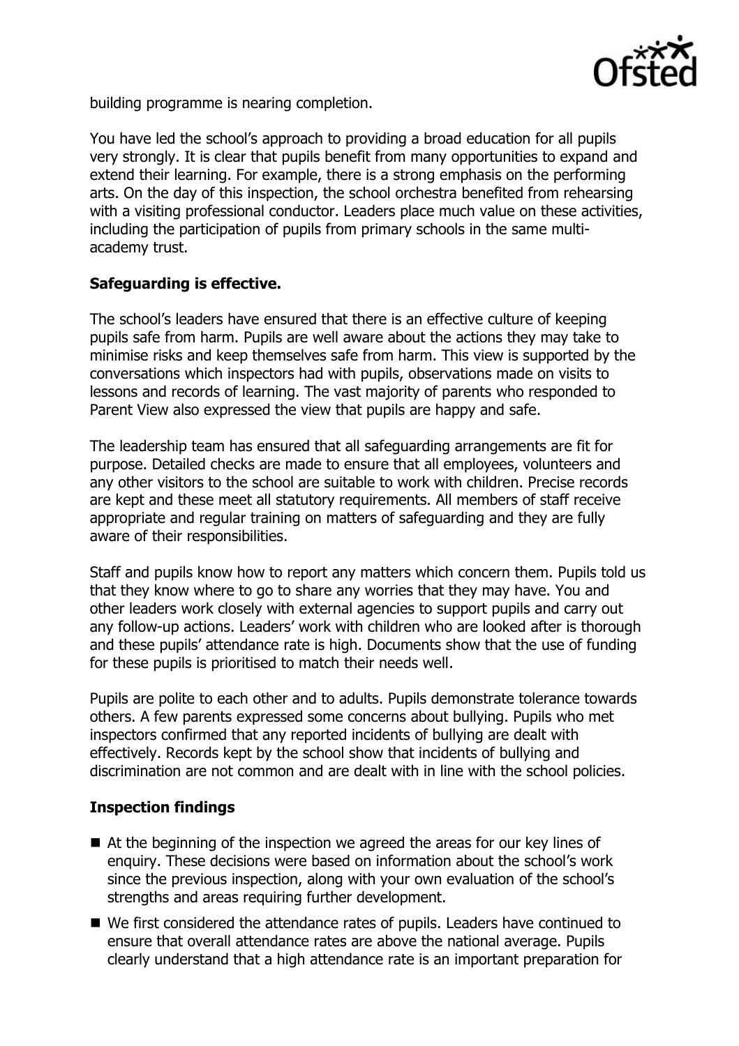building programme is nearing completion.

You have led the school's approach to providing a broad education for all pupils very strongly. It is clear that pupils benefit from many opportunities to expand and extend their learning. For example, there is a strong emphasis on the performing arts. On the day of this inspection, the school orchestra benefited from rehearsing with a visiting professional conductor. Leaders place much value on these activities, including the participation of pupils from primary schools in the same multi-academy trust.

**Safeguarding is effective.**

The school's leaders have ensured that there is an effective culture of keeping pupils safe from harm. Pupils are well aware about the actions they may take to minimise risks and keep themselves safe from harm. This view is supported by the conversations which inspectors had with pupils, observations made on visits to lessons and records of learning. The vast majority of parents who responded to Parent View also expressed the view that pupils are happy and safe.

The leadership team has ensured that all safeguarding arrangements are fit for purpose. Detailed checks are made to ensure that all employees, volunteers and any other visitors to the school are suitable to work with children. Precise records are kept and these meet all statutory requirements. All members of staff receive appropriate and regular training on matters of safeguarding and they are fully aware of their responsibilities.

Staff and pupils know how to report any matters which concern them. Pupils told us that they know where to go to share any worries that they may have. You and other leaders work closely with external agencies to support pupils and carry out any follow-up actions. Leaders' work with children who are looked after is thorough and these pupils' attendance rate is high. Documents show that the use of funding for these pupils is prioritised to match their needs well.

Pupils are polite to each other and to adults. Pupils demonstrate tolerance towards others. A few parents expressed some concerns about bullying. Pupils who met inspectors confirmed that any reported incidents of bullying are dealt with effectively. Records kept by the school show that incidents of bullying and discrimination are not common and are dealt with in line with the school policies.

**Inspection findings**

- At the beginning of the inspection we agreed the areas for our key lines of enquiry. These decisions were based on information about the school's work since the previous inspection, along with your own evaluation of the school's strengths and areas requiring further development.
- We first considered the attendance rates of pupils. Leaders have continued to ensure that overall attendance rates are above the national average. Pupils clearly understand that a high attendance rate is an important preparation for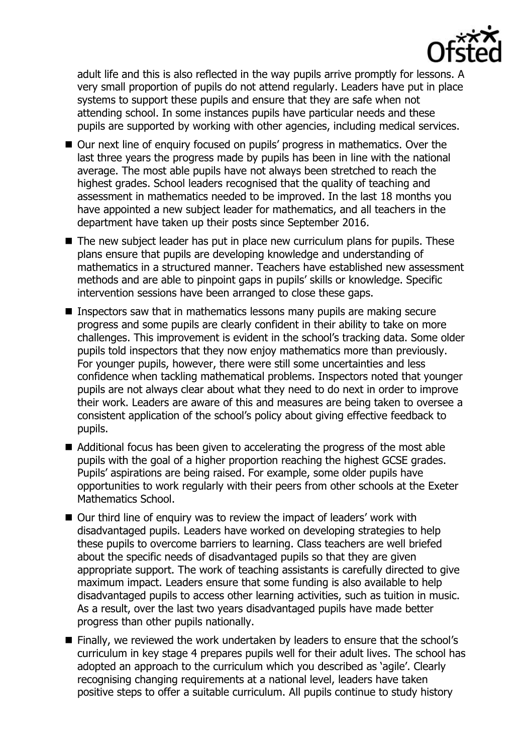adult life and this is also reflected in the way pupils arrive promptly for lessons. A very small proportion of pupils do not attend regularly. Leaders have put in place systems to support these pupils and ensure that they are safe when not attending school. In some instances pupils have particular needs and these pupils are supported by working with other agencies, including medical services.

- Our next line of enquiry focused on pupils' progress in mathematics. Over the last three years the progress made by pupils has been in line with the national average. The most able pupils have not always been stretched to reach the highest grades. School leaders recognised that the quality of teaching and assessment in mathematics needed to be improved. In the last 18 months you have appointed a new subject leader for mathematics, and all teachers in the department have taken up their posts since September 2016.
- The new subject leader has put in place new curriculum plans for pupils. These plans ensure that pupils are developing knowledge and understanding of mathematics in a structured manner. Teachers have established new assessment methods and are able to pinpoint gaps in pupils' skills or knowledge. Specific intervention sessions have been arranged to close these gaps.
- Inspectors saw that in mathematics lessons many pupils are making secure progress and some pupils are clearly confident in their ability to take on more challenges. This improvement is evident in the school's tracking data. Some older pupils told inspectors that they now enjoy mathematics more than previously. For younger pupils, however, there were still some uncertainties and less confidence when tackling mathematical problems. Inspectors noted that younger pupils are not always clear about what they need to do next in order to improve their work. Leaders are aware of this and measures are being taken to oversee a consistent application of the school's policy about giving effective feedback to pupils.
- Additional focus has been given to accelerating the progress of the most able pupils with the goal of a higher proportion reaching the highest GCSE grades. Pupils' aspirations are being raised. For example, some older pupils have opportunities to work regularly with their peers from other schools at the Exeter Mathematics School.
- Our third line of enquiry was to review the impact of leaders' work with disadvantaged pupils. Leaders have worked on developing strategies to help these pupils to overcome barriers to learning. Class teachers are well briefed about the specific needs of disadvantaged pupils so that they are given appropriate support. The work of teaching assistants is carefully directed to give maximum impact. Leaders ensure that some funding is also available to help disadvantaged pupils to access other learning activities, such as tuition in music. As a result, over the last two years disadvantaged pupils have made better progress than other pupils nationally.
- Finally, we reviewed the work undertaken by leaders to ensure that the school's curriculum in key stage 4 prepares pupils well for their adult lives. The school has adopted an approach to the curriculum which you described as 'agile'. Clearly recognising changing requirements at a national level, leaders have taken positive steps to offer a suitable curriculum. All pupils continue to study history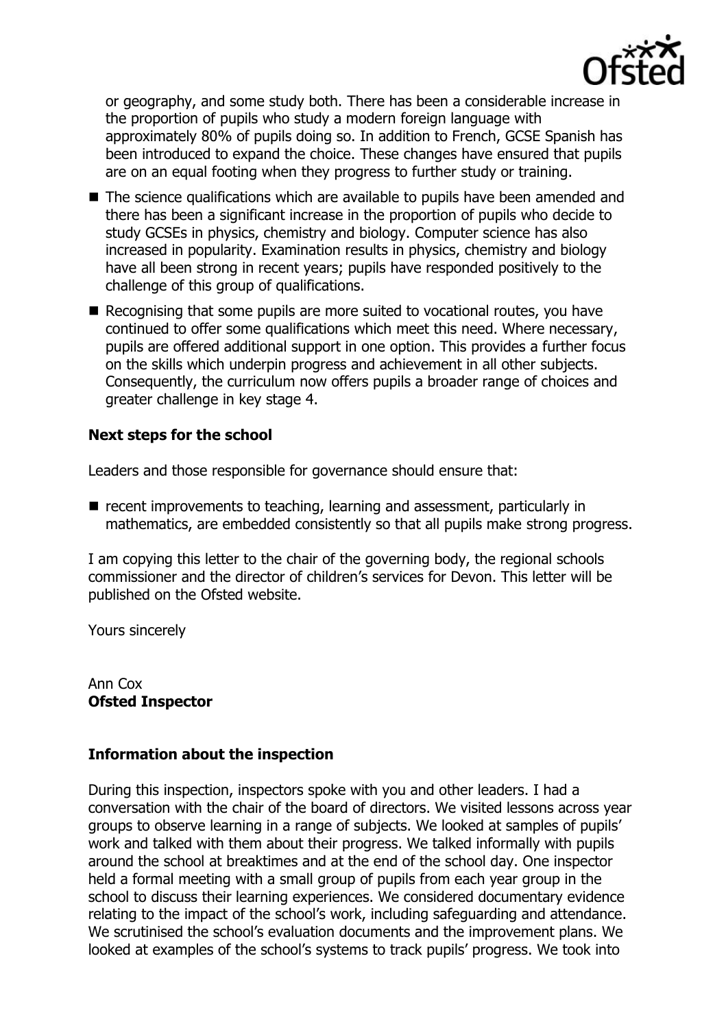or geography, and some study both. There has been a considerable increase in the proportion of pupils who study a modern foreign language with approximately 80% of pupils doing so. In addition to French, GCSE Spanish has been introduced to expand the choice. These changes have ensured that pupils are on an equal footing when they progress to further study or training.

- The science qualifications which are available to pupils have been amended and there has been a significant increase in the proportion of pupils who decide to study GCSEs in physics, chemistry and biology. Computer science has also increased in popularity. Examination results in physics, chemistry and biology have all been strong in recent years; pupils have responded positively to the challenge of this group of qualifications.
- Recognising that some pupils are more suited to vocational routes, you have continued to offer some qualifications which meet this need. Where necessary, pupils are offered additional support in one option. This provides a further focus on the skills which underpin progress and achievement in all other subjects. Consequently, the curriculum now offers pupils a broader range of choices and greater challenge in key stage 4.

## Next steps for the school

Leaders and those responsible for governance should ensure that:

- recent improvements to teaching, learning and assessment, particularly in mathematics, are embedded consistently so that all pupils make strong progress.

I am copying this letter to the chair of the governing body, the regional schools commissioner and the director of children's services for Devon. This letter will be published on the Ofsted website.

Yours sincerely

Ann Cox
**Ofsted Inspector**

## Information about the inspection

During this inspection, inspectors spoke with you and other leaders. I had a conversation with the chair of the board of directors. We visited lessons across year groups to observe learning in a range of subjects. We looked at samples of pupils' work and talked with them about their progress. We talked informally with pupils around the school at breaktimes and at the end of the school day. One inspector held a formal meeting with a small group of pupils from each year group in the school to discuss their learning experiences. We considered documentary evidence relating to the impact of the school's work, including safeguarding and attendance. We scrutinised the school's evaluation documents and the improvement plans. We looked at examples of the school's systems to track pupils' progress. We took into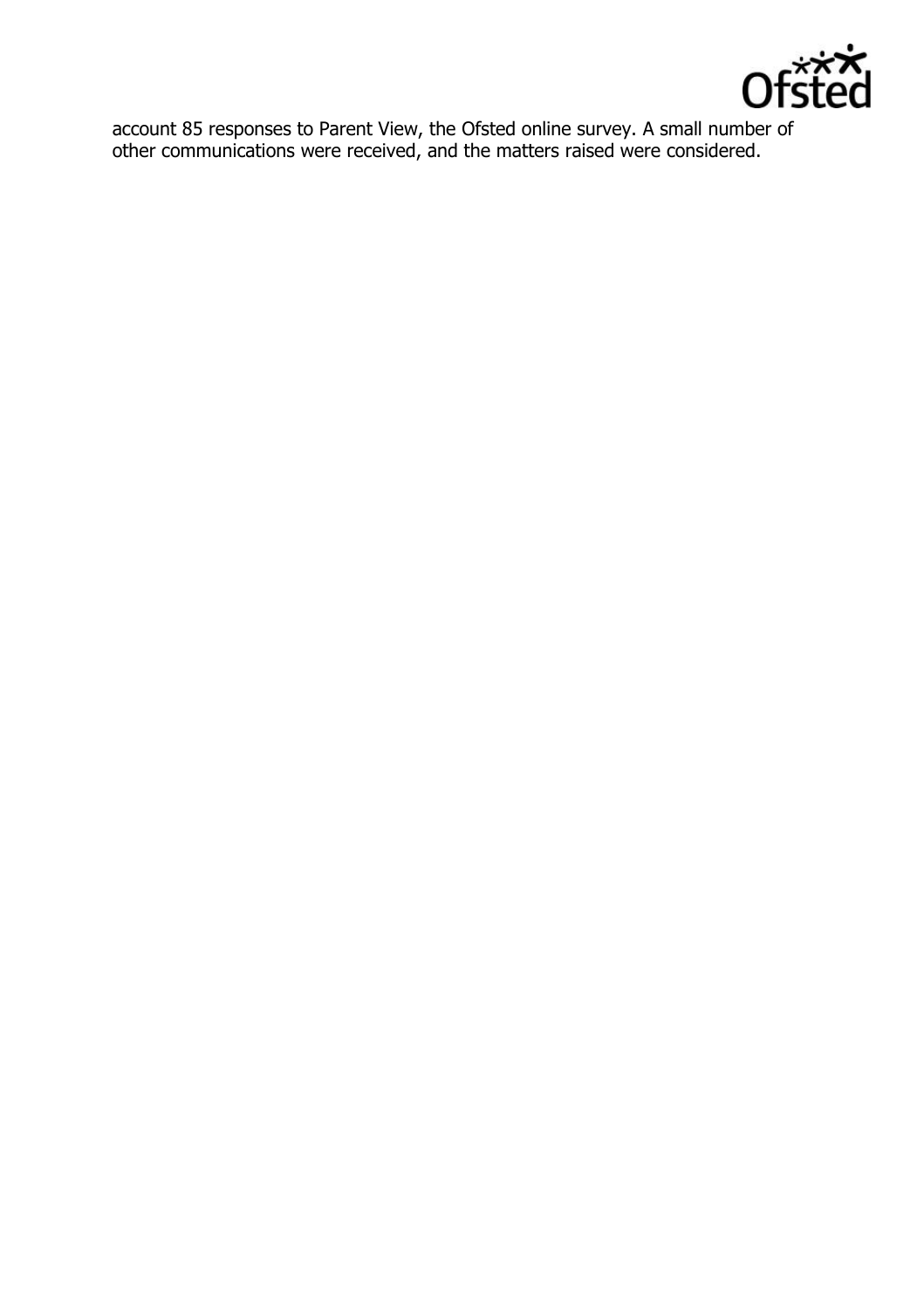account 85 responses to Parent View, the Ofsted online survey. A small number of other communications were received, and the matters raised were considered.